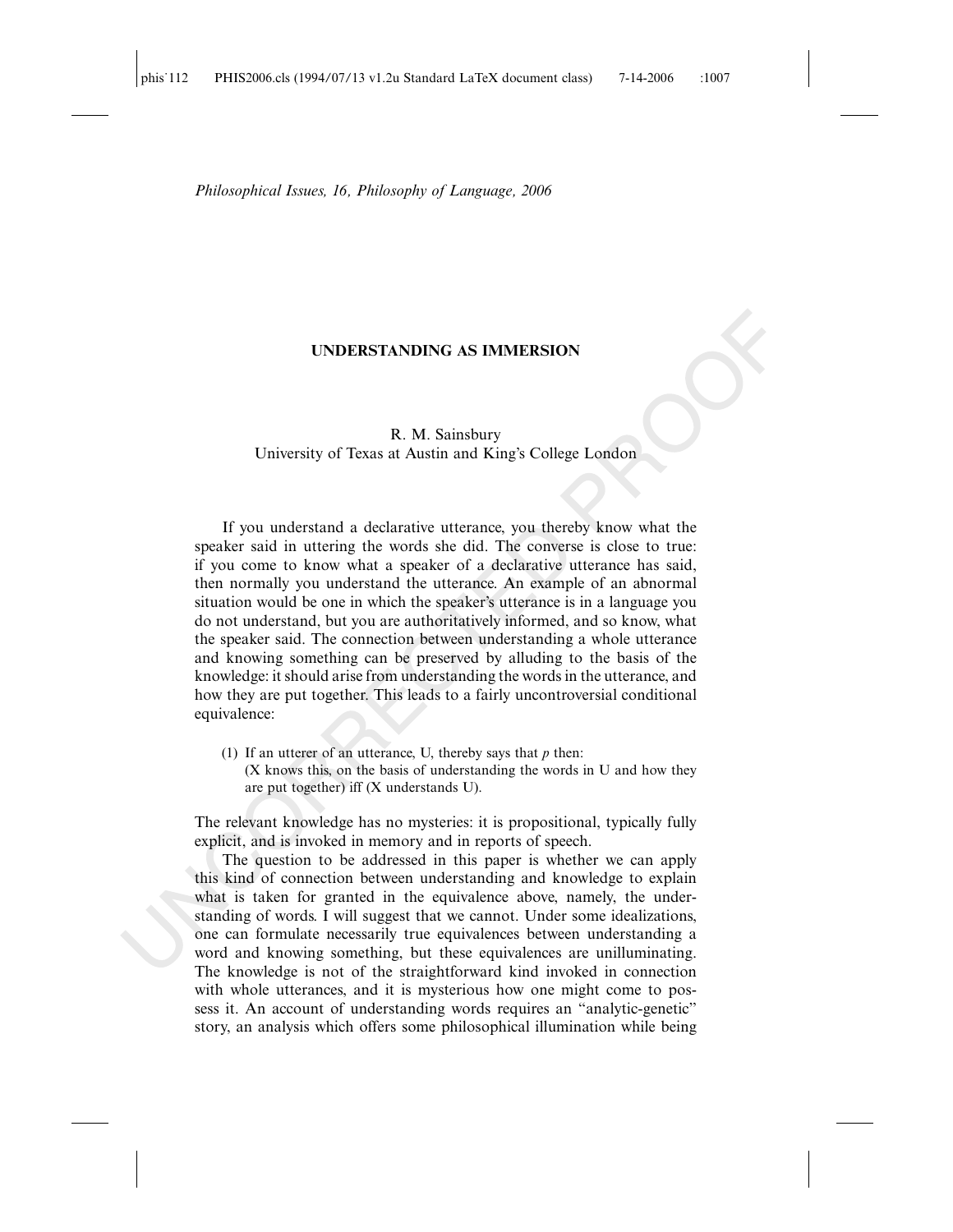*Philosophical Issues, 16, Philosophy of Language, 2006*

# UNDERSTANDING AS IMMERSION

R. M. Sainsbury
University of Texas at Austin and King's College London

If you understand a declarative utterance, you thereby know what the speaker said in uttering the words she did. The converse is close to true: if you come to know what a speaker of a declarative utterance has said, then normally you understand the utterance. An example of an abnormal situation would be one in which the speaker's utterance is in a language you do not understand, but you are authoritatively informed, and so know, what the speaker said. The connection between understanding a whole utterance and knowing something can be preserved by alluding to the basis of the knowledge: it should arise from understanding the words in the utterance, and how they are put together. This leads to a fairly uncontroversial conditional equivalence:

(1) If an utterer of an utterance, U, thereby says that *p* then:
(X knows this, on the basis of understanding the words in U and how they are put together) iff (X understands U).

The relevant knowledge has no mysteries: it is propositional, typically fully explicit, and is invoked in memory and in reports of speech.

The question to be addressed in this paper is whether we can apply this kind of connection between understanding and knowledge to explain what is taken for granted in the equivalence above, namely, the understanding of words. I will suggest that we cannot. Under some idealizations, one can formulate necessarily true equivalences between understanding a word and knowing something, but these equivalences are unilluminating. The knowledge is not of the straightforward kind invoked in connection with whole utterances, and it is mysterious how one might come to possess it. An account of understanding words requires an "analytic-genetic" story, an analysis which offers some philosophical illumination while being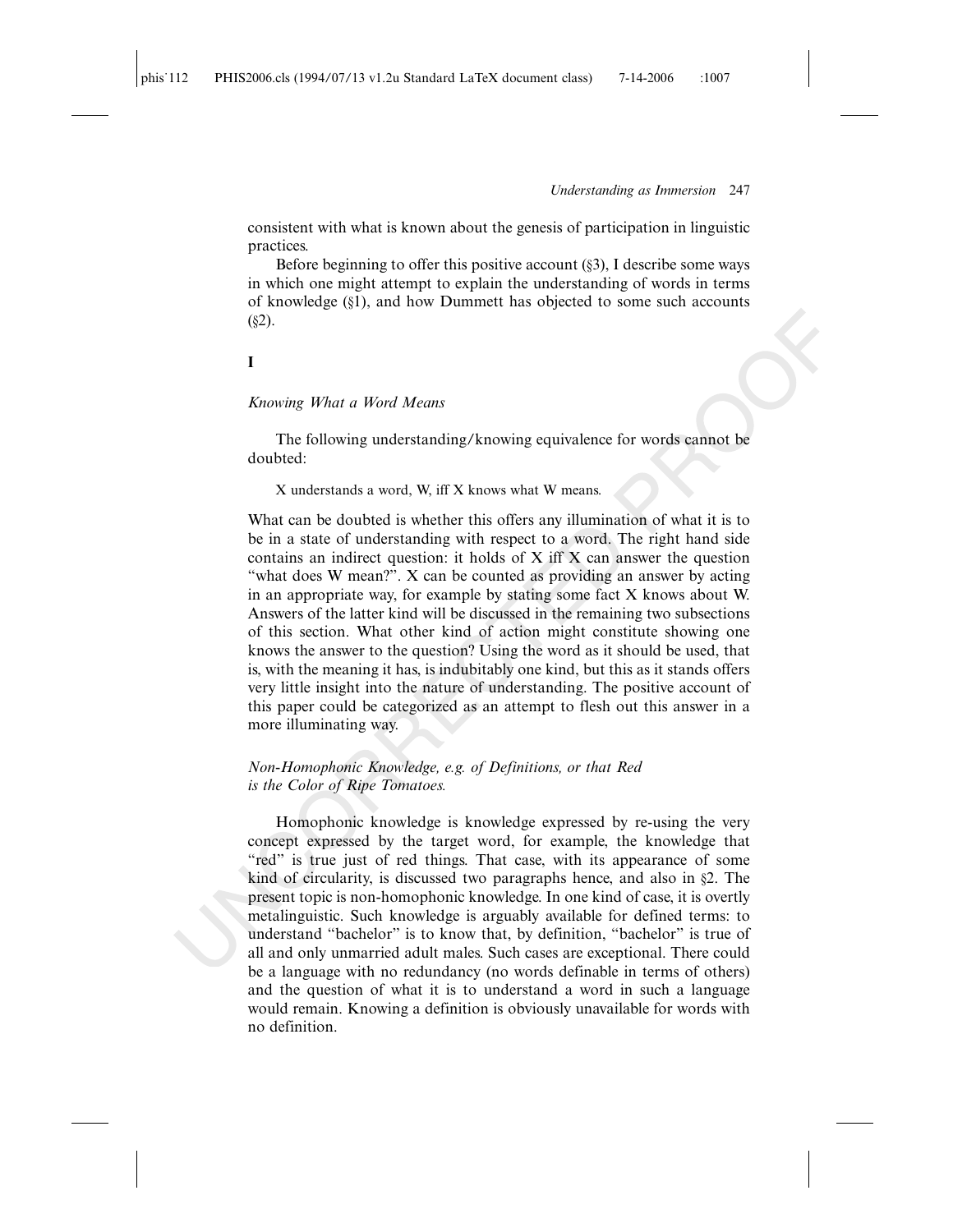consistent with what is known about the genesis of participation in linguistic practices.

Before beginning to offer this positive account (§3), I describe some ways in which one might attempt to explain the understanding of words in terms of knowledge (§1), and how Dummett has objected to some such accounts (§2).

# I

### *Knowing What a Word Means*

The following understanding/knowing equivalence for words cannot be doubted:

> X understands a word, W, iff X knows what W means.

What can be doubted is whether this offers any illumination of what it is to be in a state of understanding with respect to a word. The right hand side contains an indirect question: it holds of X iff X can answer the question "what does W mean?". X can be counted as providing an answer by acting in an appropriate way, for example by stating some fact X knows about W. Answers of the latter kind will be discussed in the remaining two subsections of this section. What other kind of action might constitute showing one knows the answer to the question? Using the word as it should be used, that is, with the meaning it has, is indubitably one kind, but this as it stands offers very little insight into the nature of understanding. The positive account of this paper could be categorized as an attempt to flesh out this answer in a more illuminating way.

### *Non-Homophonic Knowledge, e.g. of Definitions, or that Red is the Color of Ripe Tomatoes.*

Homophonic knowledge is knowledge expressed by re-using the very concept expressed by the target word, for example, the knowledge that "red" is true just of red things. That case, with its appearance of some kind of circularity, is discussed two paragraphs hence, and also in §2. The present topic is non-homophonic knowledge. In one kind of case, it is overtly metalinguistic. Such knowledge is arguably available for defined terms: to understand "bachelor" is to know that, by definition, "bachelor" is true of all and only unmarried adult males. Such cases are exceptional. There could be a language with no redundancy (no words definable in terms of others) and the question of what it is to understand a word in such a language would remain. Knowing a definition is obviously unavailable for words with no definition.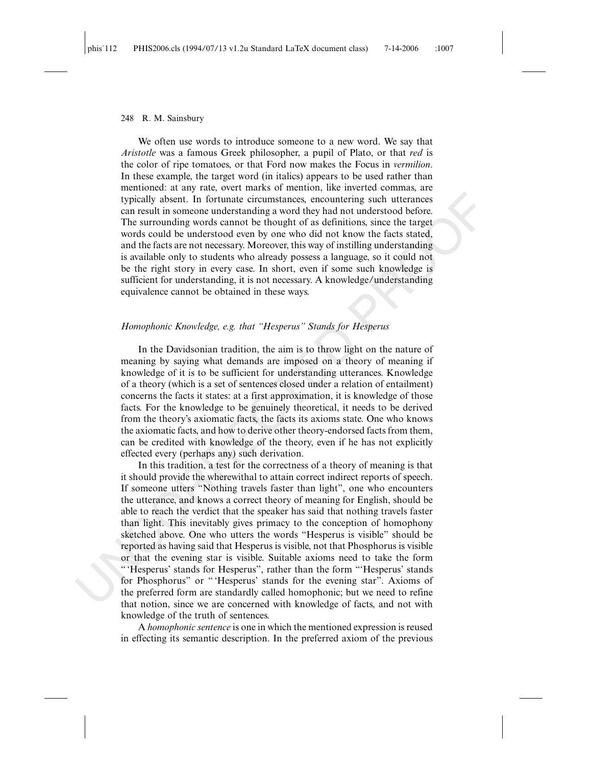We often use words to introduce someone to a new word. We say that *Aristotle* was a famous Greek philosopher, a pupil of Plato, or that *red* is the color of ripe tomatoes, or that Ford now makes the Focus in *vermilion*. In these example, the target word (in italics) appears to be used rather than mentioned: at any rate, overt marks of mention, like inverted commas, are typically absent. In fortunate circumstances, encountering such utterances can result in someone understanding a word they had not understood before. The surrounding words cannot be thought of as definitions, since the target words could be understood even by one who did not know the facts stated, and the facts are not necessary. Moreover, this way of instilling understanding is available only to students who already possess a language, so it could not be the right story in every case. In short, even if some such knowledge is sufficient for understanding, it is not necessary. A knowledge/understanding equivalence cannot be obtained in these ways.

### *Homophonic Knowledge, e.g. that "Hesperus" Stands for Hesperus*

In the Davidsonian tradition, the aim is to throw light on the nature of meaning by saying what demands are imposed on a theory of meaning if knowledge of it is to be sufficient for understanding utterances. Knowledge of a theory (which is a set of sentences closed under a relation of entailment) concerns the facts it states: at a first approximation, it is knowledge of those facts. For the knowledge to be genuinely theoretical, it needs to be derived from the theory's axiomatic facts, the facts its axioms state. One who knows the axiomatic facts, and how to derive other theory-endorsed facts from them, can be credited with knowledge of the theory, even if he has not explicitly effected every (perhaps any) such derivation.

In this tradition, a test for the correctness of a theory of meaning is that it should provide the wherewithal to attain correct indirect reports of speech. If someone utters "Nothing travels faster than light", one who encounters the utterance, and knows a correct theory of meaning for English, should be able to reach the verdict that the speaker has said that nothing travels faster than light. This inevitably gives primacy to the conception of homophony sketched above. One who utters the words "Hesperus is visible" should be reported as having said that Hesperus is visible, not that Phosphorus is visible or that the evening star is visible. Suitable axioms need to take the form " 'Hesperus' stands for Hesperus", rather than the form "'Hesperus' stands for Phosphorus" or " 'Hesperus' stands for the evening star". Axioms of the preferred form are standardly called homophonic; but we need to refine that notion, since we are concerned with knowledge of facts, and not with knowledge of the truth of sentences.

A *homophonic sentence* is one in which the mentioned expression is reused in effecting its semantic description. In the preferred axiom of the previous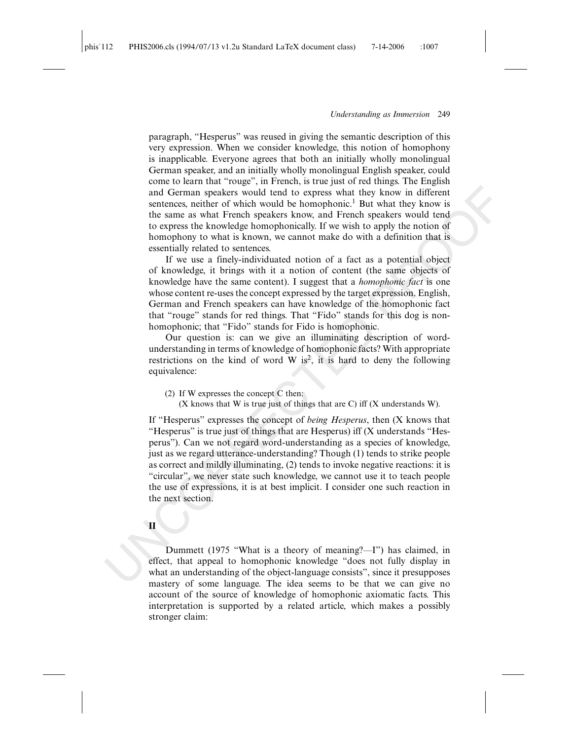paragraph, "Hesperus" was reused in giving the semantic description of this very expression. When we consider knowledge, this notion of homophony is inapplicable. Everyone agrees that both an initially wholly monolingual German speaker, and an initially wholly monolingual English speaker, could come to learn that "rouge", in French, is true just of red things. The English and German speakers would tend to express what they know in different sentences, neither of which would be homophonic.[1] But what they know is the same as what French speakers know, and French speakers would tend to express the knowledge homophonically. If we wish to apply the notion of homophony to what is known, we cannot make do with a definition that is essentially related to sentences.

If we use a finely-individuated notion of a fact as a potential object of knowledge, it brings with it a notion of content (the same objects of knowledge have the same content). I suggest that a *homophonic fact* is one whose content re-uses the concept expressed by the target expression. English, German and French speakers can have knowledge of the homophonic fact that "rouge" stands for red things. That "Fido" stands for this dog is non-homophonic; that "Fido" stands for Fido is homophonic.

Our question is: can we give an illuminating description of word-understanding in terms of knowledge of homophonic facts? With appropriate restrictions on the kind of word W is[2], it is hard to deny the following equivalence:

(2) If W expresses the concept C then:
(X knows that W is true just of things that are C) iff (X understands W).

If "Hesperus" expresses the concept of *being Hesperus*, then (X knows that "Hesperus" is true just of things that are Hesperus) iff (X understands "Hesperus"). Can we not regard word-understanding as a species of knowledge, just as we regard utterance-understanding? Though (1) tends to strike people as correct and mildly illuminating, (2) tends to invoke negative reactions: it is "circular", we never state such knowledge, we cannot use it to teach people the use of expressions, it is at best implicit. I consider one such reaction in the next section.

## II

Dummett (1975 "What is a theory of meaning?—I") has claimed, in effect, that appeal to homophonic knowledge "does not fully display in what an understanding of the object-language consists", since it presupposes mastery of some language. The idea seems to be that we can give no account of the source of knowledge of homophonic axiomatic facts. This interpretation is supported by a related article, which makes a possibly stronger claim: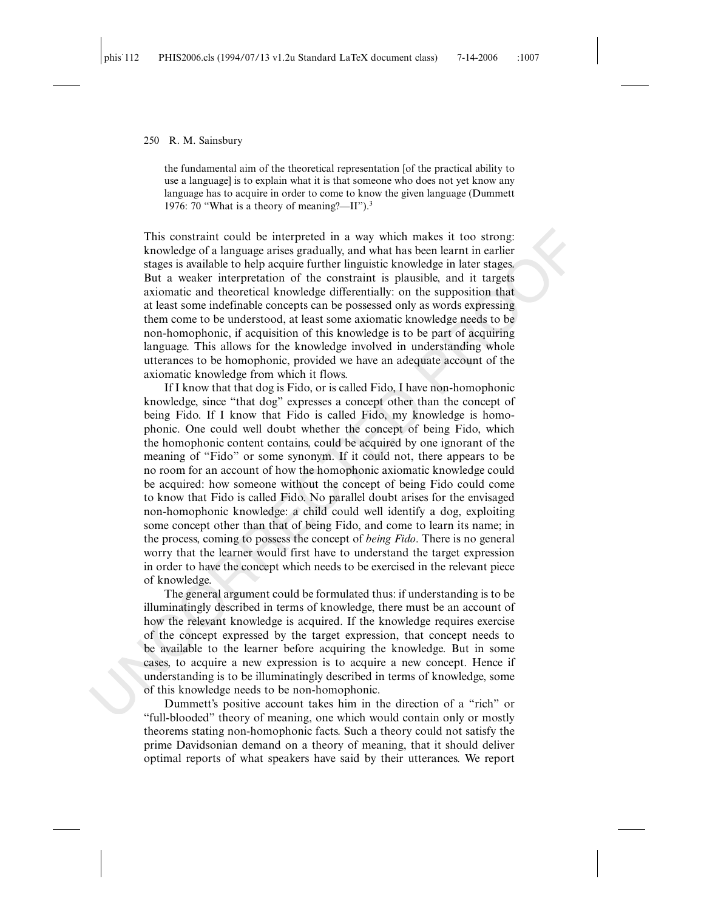> the fundamental aim of the theoretical representation [of the practical ability to use a language] is to explain what it is that someone who does not yet know any language has to acquire in order to come to know the given language (Dummett 1976: 70 "What is a theory of meaning?—II").[3]

This constraint could be interpreted in a way which makes it too strong: knowledge of a language arises gradually, and what has been learnt in earlier stages is available to help acquire further linguistic knowledge in later stages. But a weaker interpretation of the constraint is plausible, and it targets axiomatic and theoretical knowledge differentially: on the supposition that at least some indefinable concepts can be possessed only as words expressing them come to be understood, at least some axiomatic knowledge needs to be non-homophonic, if acquisition of this knowledge is to be part of acquiring language. This allows for the knowledge involved in understanding whole utterances to be homophonic, provided we have an adequate account of the axiomatic knowledge from which it flows.

If I know that that dog is Fido, or is called Fido, I have non-homophonic knowledge, since "that dog" expresses a concept other than the concept of being Fido. If I know that Fido is called Fido, my knowledge is homophonic. One could well doubt whether the concept of being Fido, which the homophonic content contains, could be acquired by one ignorant of the meaning of "Fido" or some synonym. If it could not, there appears to be no room for an account of how the homophonic axiomatic knowledge could be acquired: how someone without the concept of being Fido could come to know that Fido is called Fido. No parallel doubt arises for the envisaged non-homophonic knowledge: a child could well identify a dog, exploiting some concept other than that of being Fido, and come to learn its name; in the process, coming to possess the concept of *being Fido*. There is no general worry that the learner would first have to understand the target expression in order to have the concept which needs to be exercised in the relevant piece of knowledge.

The general argument could be formulated thus: if understanding is to be illuminatingly described in terms of knowledge, there must be an account of how the relevant knowledge is acquired. If the knowledge requires exercise of the concept expressed by the target expression, that concept needs to be available to the learner before acquiring the knowledge. But in some cases, to acquire a new expression is to acquire a new concept. Hence if understanding is to be illuminatingly described in terms of knowledge, some of this knowledge needs to be non-homophonic.

Dummett's positive account takes him in the direction of a "rich" or "full-blooded" theory of meaning, one which would contain only or mostly theorems stating non-homophonic facts. Such a theory could not satisfy the prime Davidsonian demand on a theory of meaning, that it should deliver optimal reports of what speakers have said by their utterances. We report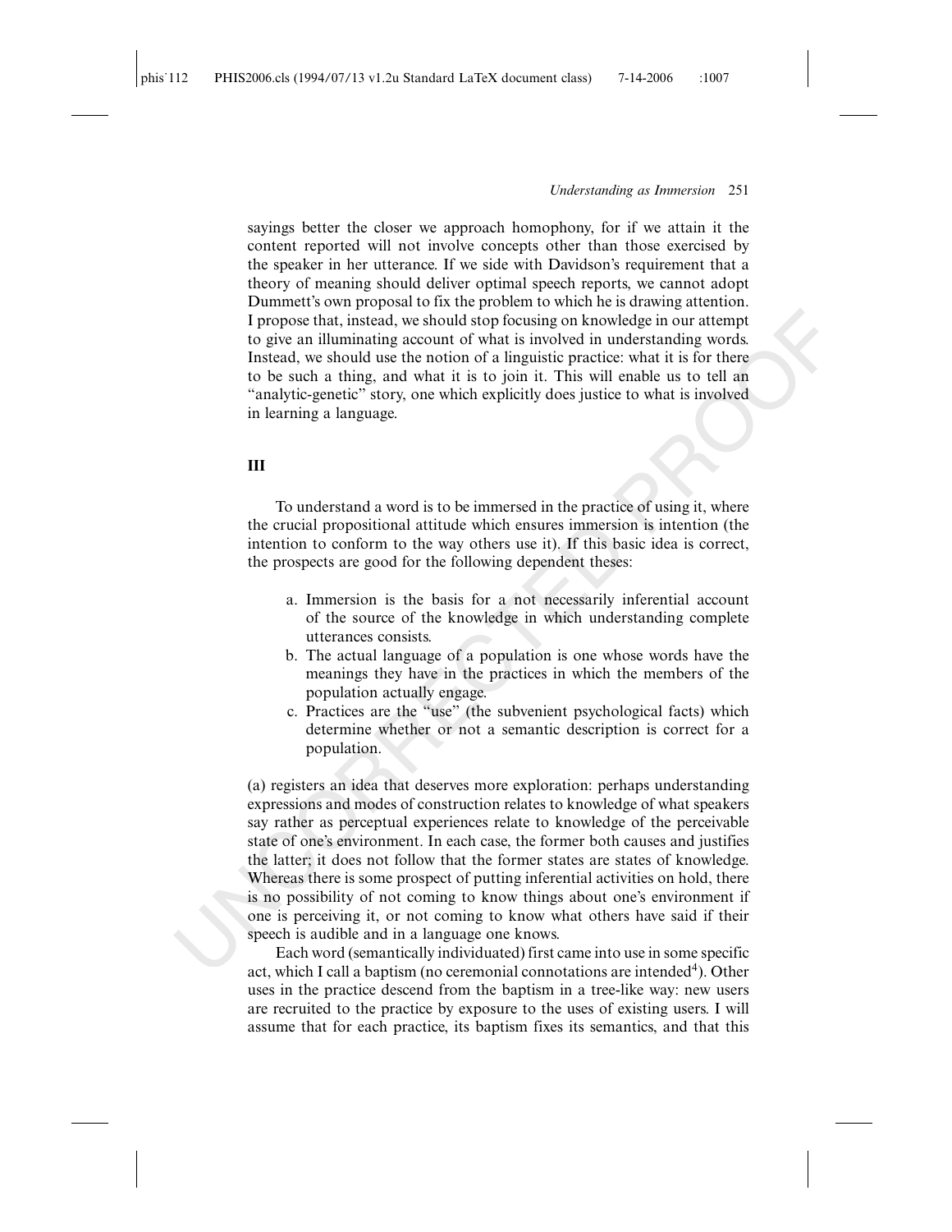sayings better the closer we approach homophony, for if we attain it the content reported will not involve concepts other than those exercised by the speaker in her utterance. If we side with Davidson's requirement that a theory of meaning should deliver optimal speech reports, we cannot adopt Dummett's own proposal to fix the problem to which he is drawing attention. I propose that, instead, we should stop focusing on knowledge in our attempt to give an illuminating account of what is involved in understanding words. Instead, we should use the notion of a linguistic practice: what it is for there to be such a thing, and what it is to join it. This will enable us to tell an "analytic-genetic" story, one which explicitly does justice to what is involved in learning a language.

## III

To understand a word is to be immersed in the practice of using it, where the crucial propositional attitude which ensures immersion is intention (the intention to conform to the way others use it). If this basic idea is correct, the prospects are good for the following dependent theses:

a. Immersion is the basis for a not necessarily inferential account of the source of the knowledge in which understanding complete utterances consists.
b. The actual language of a population is one whose words have the meanings they have in the practices in which the members of the population actually engage.
c. Practices are the "use" (the subvenient psychological facts) which determine whether or not a semantic description is correct for a population.

(a) registers an idea that deserves more exploration: perhaps understanding expressions and modes of construction relates to knowledge of what speakers say rather as perceptual experiences relate to knowledge of the perceivable state of one's environment. In each case, the former both causes and justifies the latter; it does not follow that the former states are states of knowledge. Whereas there is some prospect of putting inferential activities on hold, there is no possibility of not coming to know things about one's environment if one is perceiving it, or not coming to know what others have said if their speech is audible and in a language one knows.

Each word (semantically individuated) first came into use in some specific act, which I call a baptism (no ceremonial connotations are intended[4]). Other uses in the practice descend from the baptism in a tree-like way: new users are recruited to the practice by exposure to the uses of existing users. I will assume that for each practice, its baptism fixes its semantics, and that this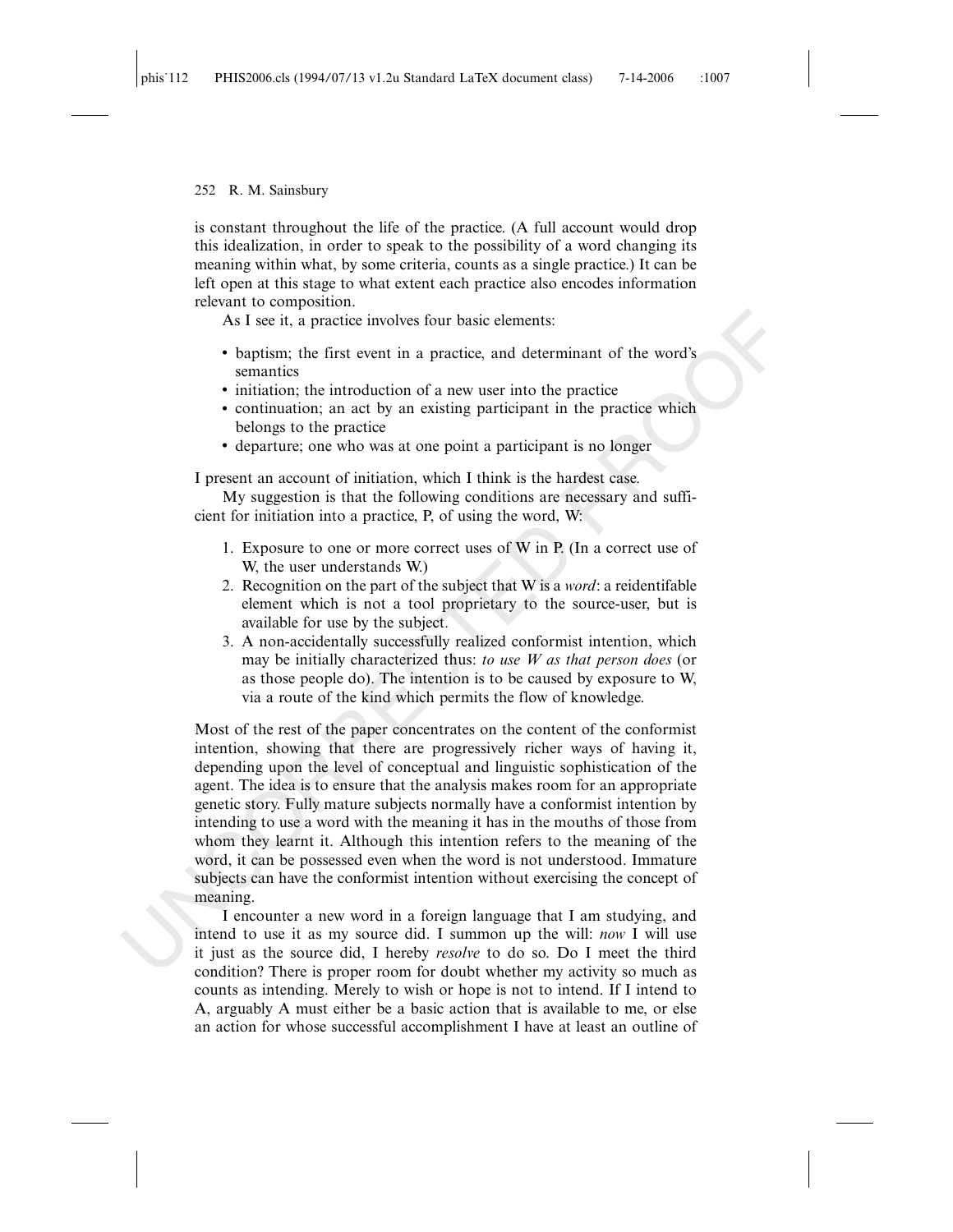is constant throughout the life of the practice. (A full account would drop this idealization, in order to speak to the possibility of a word changing its meaning within what, by some criteria, counts as a single practice.) It can be left open at this stage to what extent each practice also encodes information relevant to composition.

As I see it, a practice involves four basic elements:

- baptism; the first event in a practice, and determinant of the word's semantics
- initiation; the introduction of a new user into the practice
- continuation; an act by an existing participant in the practice which belongs to the practice
- departure; one who was at one point a participant is no longer

I present an account of initiation, which I think is the hardest case.

My suggestion is that the following conditions are necessary and sufficient for initiation into a practice, P, of using the word, W:

1. Exposure to one or more correct uses of W in P. (In a correct use of W, the user understands W.)
2. Recognition on the part of the subject that W is a *word*: a reidentifable element which is not a tool proprietary to the source-user, but is available for use by the subject.
3. A non-accidentally successfully realized conformist intention, which may be initially characterized thus: *to use W as that person does* (or as those people do). The intention is to be caused by exposure to W, via a route of the kind which permits the flow of knowledge.

Most of the rest of the paper concentrates on the content of the conformist intention, showing that there are progressively richer ways of having it, depending upon the level of conceptual and linguistic sophistication of the agent. The idea is to ensure that the analysis makes room for an appropriate genetic story. Fully mature subjects normally have a conformist intention by intending to use a word with the meaning it has in the mouths of those from whom they learnt it. Although this intention refers to the meaning of the word, it can be possessed even when the word is not understood. Immature subjects can have the conformist intention without exercising the concept of meaning.

I encounter a new word in a foreign language that I am studying, and intend to use it as my source did. I summon up the will: *now* I will use it just as the source did, I hereby *resolve* to do so. Do I meet the third condition? There is proper room for doubt whether my activity so much as counts as intending. Merely to wish or hope is not to intend. If I intend to A, arguably A must either be a basic action that is available to me, or else an action for whose successful accomplishment I have at least an outline of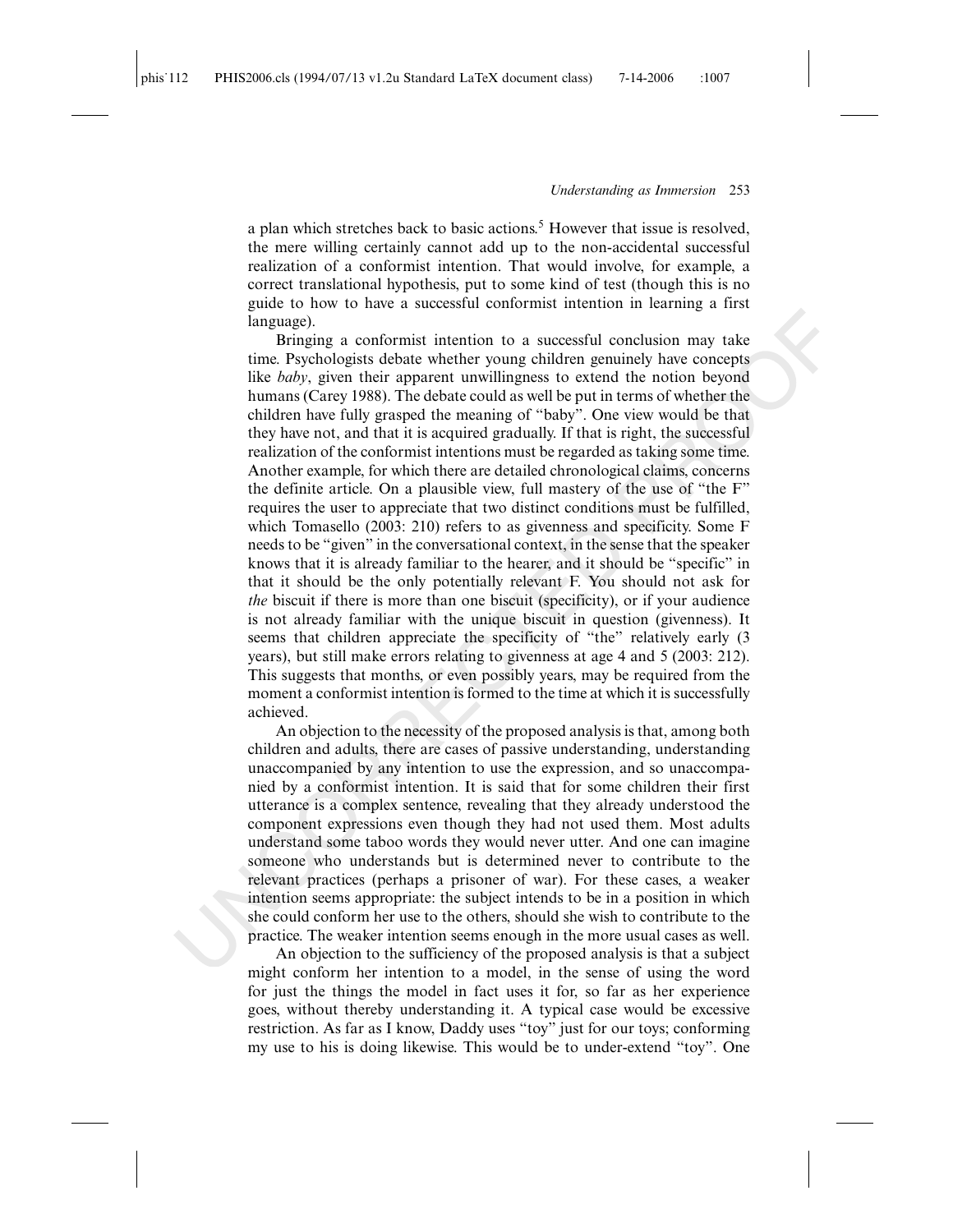a plan which stretches back to basic actions.[5] However that issue is resolved, the mere willing certainly cannot add up to the non-accidental successful realization of a conformist intention. That would involve, for example, a correct translational hypothesis, put to some kind of test (though this is no guide to how to have a successful conformist intention in learning a first language).

Bringing a conformist intention to a successful conclusion may take time. Psychologists debate whether young children genuinely have concepts like *baby*, given their apparent unwillingness to extend the notion beyond humans (Carey 1988). The debate could as well be put in terms of whether the children have fully grasped the meaning of "baby". One view would be that they have not, and that it is acquired gradually. If that is right, the successful realization of the conformist intentions must be regarded as taking some time. Another example, for which there are detailed chronological claims, concerns the definite article. On a plausible view, full mastery of the use of "the F" requires the user to appreciate that two distinct conditions must be fulfilled, which Tomasello (2003: 210) refers to as givenness and specificity. Some F needs to be "given" in the conversational context, in the sense that the speaker knows that it is already familiar to the hearer, and it should be "specific" in that it should be the only potentially relevant F. You should not ask for *the* biscuit if there is more than one biscuit (specificity), or if your audience is not already familiar with the unique biscuit in question (givenness). It seems that children appreciate the specificity of "the" relatively early (3 years), but still make errors relating to givenness at age 4 and 5 (2003: 212). This suggests that months, or even possibly years, may be required from the moment a conformist intention is formed to the time at which it is successfully achieved.

An objection to the necessity of the proposed analysis is that, among both children and adults, there are cases of passive understanding, understanding unaccompanied by any intention to use the expression, and so unaccompanied by a conformist intention. It is said that for some children their first utterance is a complex sentence, revealing that they already understood the component expressions even though they had not used them. Most adults understand some taboo words they would never utter. And one can imagine someone who understands but is determined never to contribute to the relevant practices (perhaps a prisoner of war). For these cases, a weaker intention seems appropriate: the subject intends to be in a position in which she could conform her use to the others, should she wish to contribute to the practice. The weaker intention seems enough in the more usual cases as well.

An objection to the sufficiency of the proposed analysis is that a subject might conform her intention to a model, in the sense of using the word for just the things the model in fact uses it for, so far as her experience goes, without thereby understanding it. A typical case would be excessive restriction. As far as I know, Daddy uses "toy" just for our toys; conforming my use to his is doing likewise. This would be to under-extend "toy". One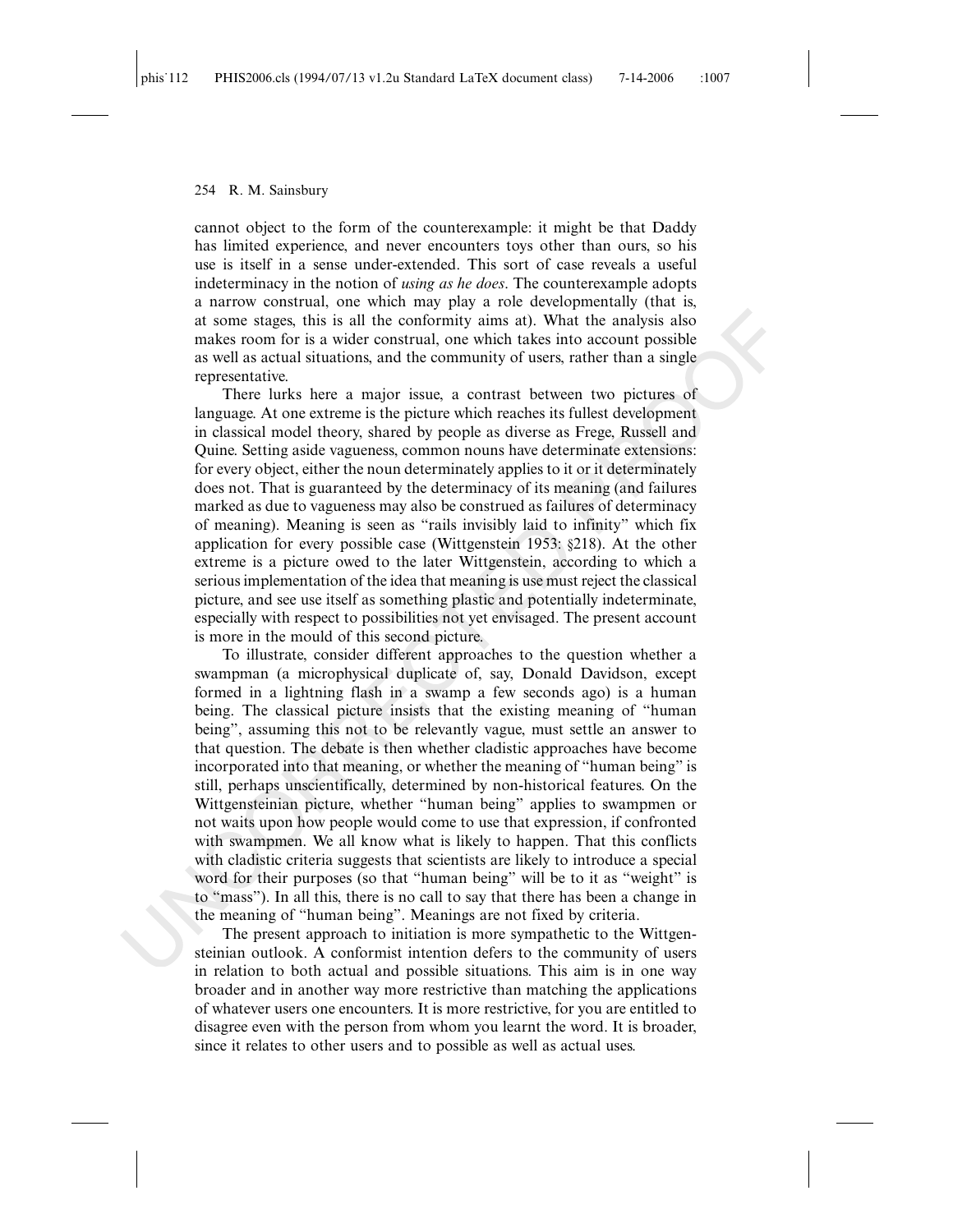cannot object to the form of the counterexample: it might be that Daddy has limited experience, and never encounters toys other than ours, so his use is itself in a sense under-extended. This sort of case reveals a useful indeterminacy in the notion of *using as he does*. The counterexample adopts a narrow construal, one which may play a role developmentally (that is, at some stages, this is all the conformity aims at). What the analysis also makes room for is a wider construal, one which takes into account possible as well as actual situations, and the community of users, rather than a single representative.

There lurks here a major issue, a contrast between two pictures of language. At one extreme is the picture which reaches its fullest development in classical model theory, shared by people as diverse as Frege, Russell and Quine. Setting aside vagueness, common nouns have determinate extensions: for every object, either the noun determinately applies to it or it determinately does not. That is guaranteed by the determinacy of its meaning (and failures marked as due to vagueness may also be construed as failures of determinacy of meaning). Meaning is seen as "rails invisibly laid to infinity" which fix application for every possible case (Wittgenstein 1953: §218). At the other extreme is a picture owed to the later Wittgenstein, according to which a serious implementation of the idea that meaning is use must reject the classical picture, and see use itself as something plastic and potentially indeterminate, especially with respect to possibilities not yet envisaged. The present account is more in the mould of this second picture.

To illustrate, consider different approaches to the question whether a swampman (a microphysical duplicate of, say, Donald Davidson, except formed in a lightning flash in a swamp a few seconds ago) is a human being. The classical picture insists that the existing meaning of "human being", assuming this not to be relevantly vague, must settle an answer to that question. The debate is then whether cladistic approaches have become incorporated into that meaning, or whether the meaning of "human being" is still, perhaps unscientifically, determined by non-historical features. On the Wittgensteinian picture, whether "human being" applies to swampmen or not waits upon how people would come to use that expression, if confronted with swampmen. We all know what is likely to happen. That this conflicts with cladistic criteria suggests that scientists are likely to introduce a special word for their purposes (so that "human being" will be to it as "weight" is to "mass"). In all this, there is no call to say that there has been a change in the meaning of "human being". Meanings are not fixed by criteria.

The present approach to initiation is more sympathetic to the Wittgensteinian outlook. A conformist intention defers to the community of users in relation to both actual and possible situations. This aim is in one way broader and in another way more restrictive than matching the applications of whatever users one encounters. It is more restrictive, for you are entitled to disagree even with the person from whom you learnt the word. It is broader, since it relates to other users and to possible as well as actual uses.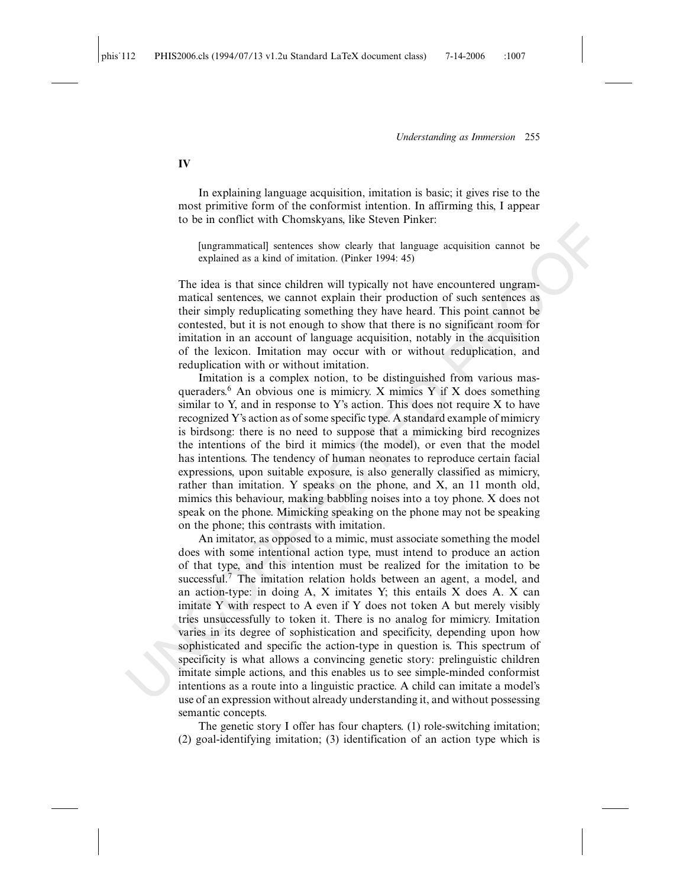## IV

In explaining language acquisition, imitation is basic; it gives rise to the most primitive form of the conformist intention. In affirming this, I appear to be in conflict with Chomskyans, like Steven Pinker:

> [ungrammatical] sentences show clearly that language acquisition cannot be explained as a kind of imitation. (Pinker 1994: 45)

The idea is that since children will typically not have encountered ungrammatical sentences, we cannot explain their production of such sentences as their simply reduplicating something they have heard. This point cannot be contested, but it is not enough to show that there is no significant room for imitation in an account of language acquisition, notably in the acquisition of the lexicon. Imitation may occur with or without reduplication, and reduplication with or without imitation.

Imitation is a complex notion, to be distinguished from various masqueraders.[6] An obvious one is mimicry. X mimics Y if X does something similar to Y, and in response to Y's action. This does not require X to have recognized Y's action as of some specific type. A standard example of mimicry is birdsong: there is no need to suppose that a mimicking bird recognizes the intentions of the bird it mimics (the model), or even that the model has intentions. The tendency of human neonates to reproduce certain facial expressions, upon suitable exposure, is also generally classified as mimicry, rather than imitation. Y speaks on the phone, and X, an 11 month old, mimics this behaviour, making babbling noises into a toy phone. X does not speak on the phone. Mimicking speaking on the phone may not be speaking on the phone; this contrasts with imitation.

An imitator, as opposed to a mimic, must associate something the model does with some intentional action type, must intend to produce an action of that type, and this intention must be realized for the imitation to be successful.[7] The imitation relation holds between an agent, a model, and an action-type: in doing A, X imitates Y; this entails X does A. X can imitate Y with respect to A even if Y does not token A but merely visibly tries unsuccessfully to token it. There is no analog for mimicry. Imitation varies in its degree of sophistication and specificity, depending upon how sophisticated and specific the action-type in question is. This spectrum of specificity is what allows a convincing genetic story: prelinguistic children imitate simple actions, and this enables us to see simple-minded conformist intentions as a route into a linguistic practice. A child can imitate a model's use of an expression without already understanding it, and without possessing semantic concepts.

The genetic story I offer has four chapters. (1) role-switching imitation; (2) goal-identifying imitation; (3) identification of an action type which is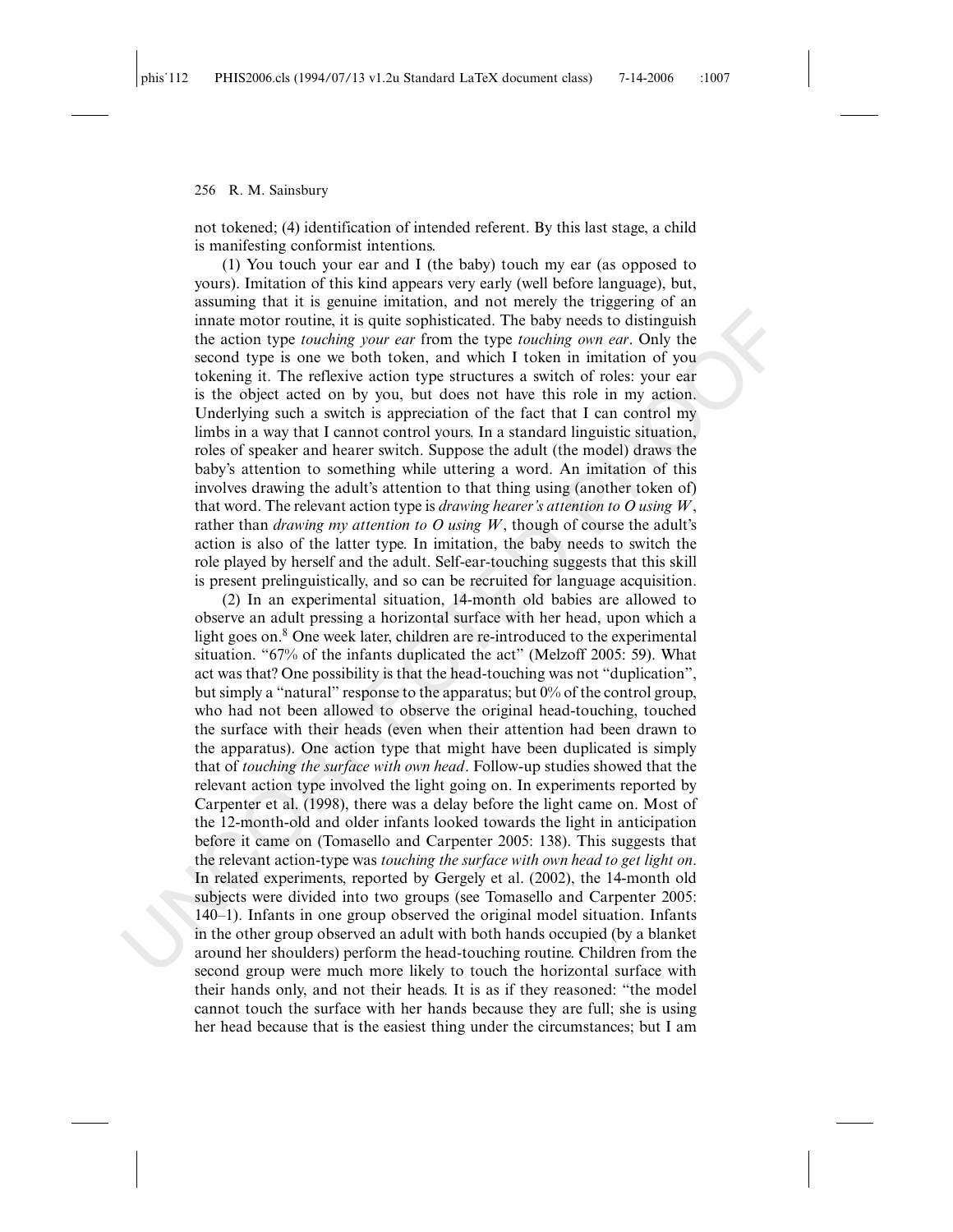not tokened; (4) identification of intended referent. By this last stage, a child is manifesting conformist intentions.

(1) You touch your ear and I (the baby) touch my ear (as opposed to yours). Imitation of this kind appears very early (well before language), but, assuming that it is genuine imitation, and not merely the triggering of an innate motor routine, it is quite sophisticated. The baby needs to distinguish the action type *touching your ear* from the type *touching own ear*. Only the second type is one we both token, and which I token in imitation of you tokening it. The reflexive action type structures a switch of roles: your ear is the object acted on by you, but does not have this role in my action. Underlying such a switch is appreciation of the fact that I can control my limbs in a way that I cannot control yours. In a standard linguistic situation, roles of speaker and hearer switch. Suppose the adult (the model) draws the baby's attention to something while uttering a word. An imitation of this involves drawing the adult's attention to that thing using (another token of) that word. The relevant action type is *drawing hearer's attention to O using W*, rather than *drawing my attention to O using W*, though of course the adult's action is also of the latter type. In imitation, the baby needs to switch the role played by herself and the adult. Self-ear-touching suggests that this skill is present prelinguistically, and so can be recruited for language acquisition.

(2) In an experimental situation, 14-month old babies are allowed to observe an adult pressing a horizontal surface with her head, upon which a light goes on.[8] One week later, children are re-introduced to the experimental situation. "67% of the infants duplicated the act" (Melzoff 2005: 59). What act was that? One possibility is that the head-touching was not "duplication", but simply a "natural" response to the apparatus; but 0% of the control group, who had not been allowed to observe the original head-touching, touched the surface with their heads (even when their attention had been drawn to the apparatus). One action type that might have been duplicated is simply that of *touching the surface with own head*. Follow-up studies showed that the relevant action type involved the light going on. In experiments reported by Carpenter et al. (1998), there was a delay before the light came on. Most of the 12-month-old and older infants looked towards the light in anticipation before it came on (Tomasello and Carpenter 2005: 138). This suggests that the relevant action-type was *touching the surface with own head to get light on*. In related experiments, reported by Gergely et al. (2002), the 14-month old subjects were divided into two groups (see Tomasello and Carpenter 2005: 140–1). Infants in one group observed the original model situation. Infants in the other group observed an adult with both hands occupied (by a blanket around her shoulders) perform the head-touching routine. Children from the second group were much more likely to touch the horizontal surface with their hands only, and not their heads. It is as if they reasoned: "the model cannot touch the surface with her hands because they are full; she is using her head because that is the easiest thing under the circumstances; but I am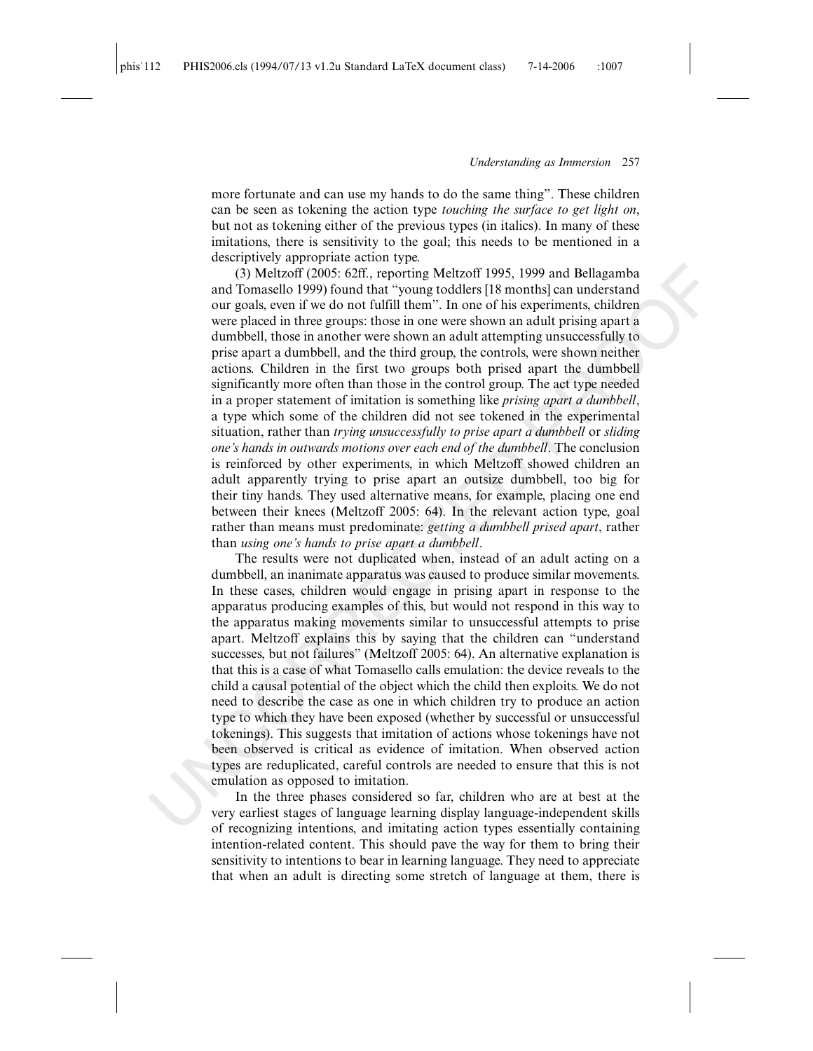more fortunate and can use my hands to do the same thing". These children can be seen as tokening the action type *touching the surface to get light on*, but not as tokening either of the previous types (in italics). In many of these imitations, there is sensitivity to the goal; this needs to be mentioned in a descriptively appropriate action type.

(3) Meltzoff (2005: 62ff., reporting Meltzoff 1995, 1999 and Bellagamba and Tomasello 1999) found that "young toddlers [18 months] can understand our goals, even if we do not fulfill them". In one of his experiments, children were placed in three groups: those in one were shown an adult prising apart a dumbbell, those in another were shown an adult attempting unsuccessfully to prise apart a dumbbell, and the third group, the controls, were shown neither actions. Children in the first two groups both prised apart the dumbbell significantly more often than those in the control group. The act type needed in a proper statement of imitation is something like *prising apart a dumbbell*, a type which some of the children did not see tokened in the experimental situation, rather than *trying unsuccessfully to prise apart a dumbbell* or *sliding one's hands in outwards motions over each end of the dumbbell*. The conclusion is reinforced by other experiments, in which Meltzoff showed children an adult apparently trying to prise apart an outsize dumbbell, too big for their tiny hands. They used alternative means, for example, placing one end between their knees (Meltzoff 2005: 64). In the relevant action type, goal rather than means must predominate: *getting a dumbbell prised apart*, rather than *using one's hands to prise apart a dumbbell*.

The results were not duplicated when, instead of an adult acting on a dumbbell, an inanimate apparatus was caused to produce similar movements. In these cases, children would engage in prising apart in response to the apparatus producing examples of this, but would not respond in this way to the apparatus making movements similar to unsuccessful attempts to prise apart. Meltzoff explains this by saying that the children can "understand successes, but not failures" (Meltzoff 2005: 64). An alternative explanation is that this is a case of what Tomasello calls emulation: the device reveals to the child a causal potential of the object which the child then exploits. We do not need to describe the case as one in which children try to produce an action type to which they have been exposed (whether by successful or unsuccessful tokenings). This suggests that imitation of actions whose tokenings have not been observed is critical as evidence of imitation. When observed action types are reduplicated, careful controls are needed to ensure that this is not emulation as opposed to imitation.

In the three phases considered so far, children who are at best at the very earliest stages of language learning display language-independent skills of recognizing intentions, and imitating action types essentially containing intention-related content. This should pave the way for them to bring their sensitivity to intentions to bear in learning language. They need to appreciate that when an adult is directing some stretch of language at them, there is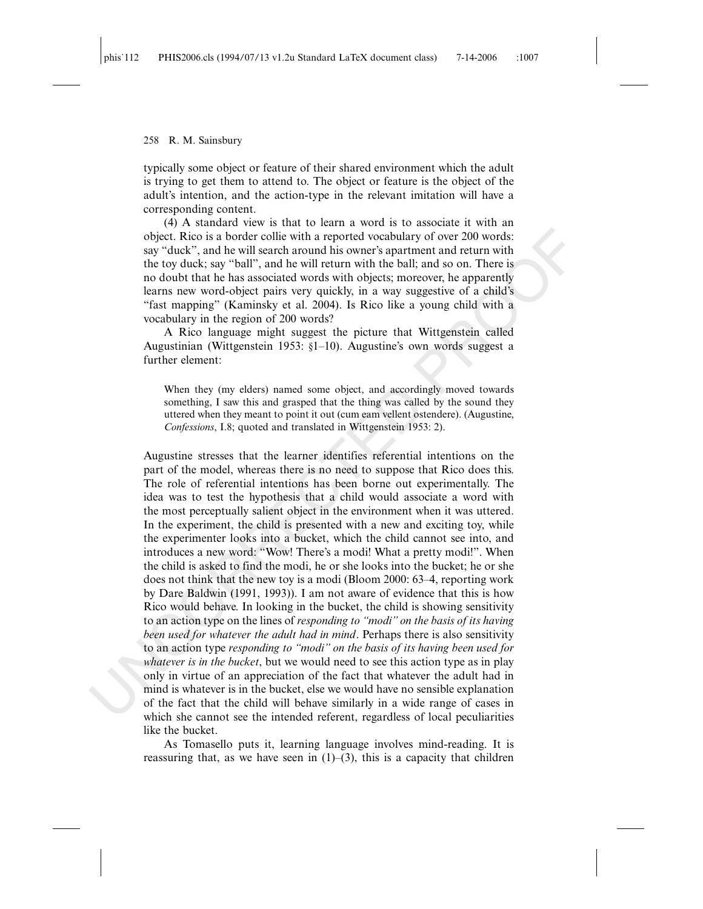typically some object or feature of their shared environment which the adult is trying to get them to attend to. The object or feature is the object of the adult's intention, and the action-type in the relevant imitation will have a corresponding content.

(4) A standard view is that to learn a word is to associate it with an object. Rico is a border collie with a reported vocabulary of over 200 words: say "duck", and he will search around his owner's apartment and return with the toy duck; say "ball", and he will return with the ball; and so on. There is no doubt that he has associated words with objects; moreover, he apparently learns new word-object pairs very quickly, in a way suggestive of a child's "fast mapping" (Kaminsky et al. 2004). Is Rico like a young child with a vocabulary in the region of 200 words?

A Rico language might suggest the picture that Wittgenstein called Augustinian (Wittgenstein 1953: §1–10). Augustine's own words suggest a further element:

> When they (my elders) named some object, and accordingly moved towards something, I saw this and grasped that the thing was called by the sound they uttered when they meant to point it out (cum eam vellent ostendere). (Augustine, *Confessions*, I.8; quoted and translated in Wittgenstein 1953: 2).

Augustine stresses that the learner identifies referential intentions on the part of the model, whereas there is no need to suppose that Rico does this. The role of referential intentions has been borne out experimentally. The idea was to test the hypothesis that a child would associate a word with the most perceptually salient object in the environment when it was uttered. In the experiment, the child is presented with a new and exciting toy, while the experimenter looks into a bucket, which the child cannot see into, and introduces a new word: "Wow! There's a modi! What a pretty modi!". When the child is asked to find the modi, he or she looks into the bucket; he or she does not think that the new toy is a modi (Bloom 2000: 63–4, reporting work by Dare Baldwin (1991, 1993)). I am not aware of evidence that this is how Rico would behave. In looking in the bucket, the child is showing sensitivity to an action type on the lines of *responding to "modi" on the basis of its having been used for whatever the adult had in mind*. Perhaps there is also sensitivity to an action type *responding to "modi" on the basis of its having been used for whatever is in the bucket*, but we would need to see this action type as in play only in virtue of an appreciation of the fact that whatever the adult had in mind is whatever is in the bucket, else we would have no sensible explanation of the fact that the child will behave similarly in a wide range of cases in which she cannot see the intended referent, regardless of local peculiarities like the bucket.

As Tomasello puts it, learning language involves mind-reading. It is reassuring that, as we have seen in (1)–(3), this is a capacity that children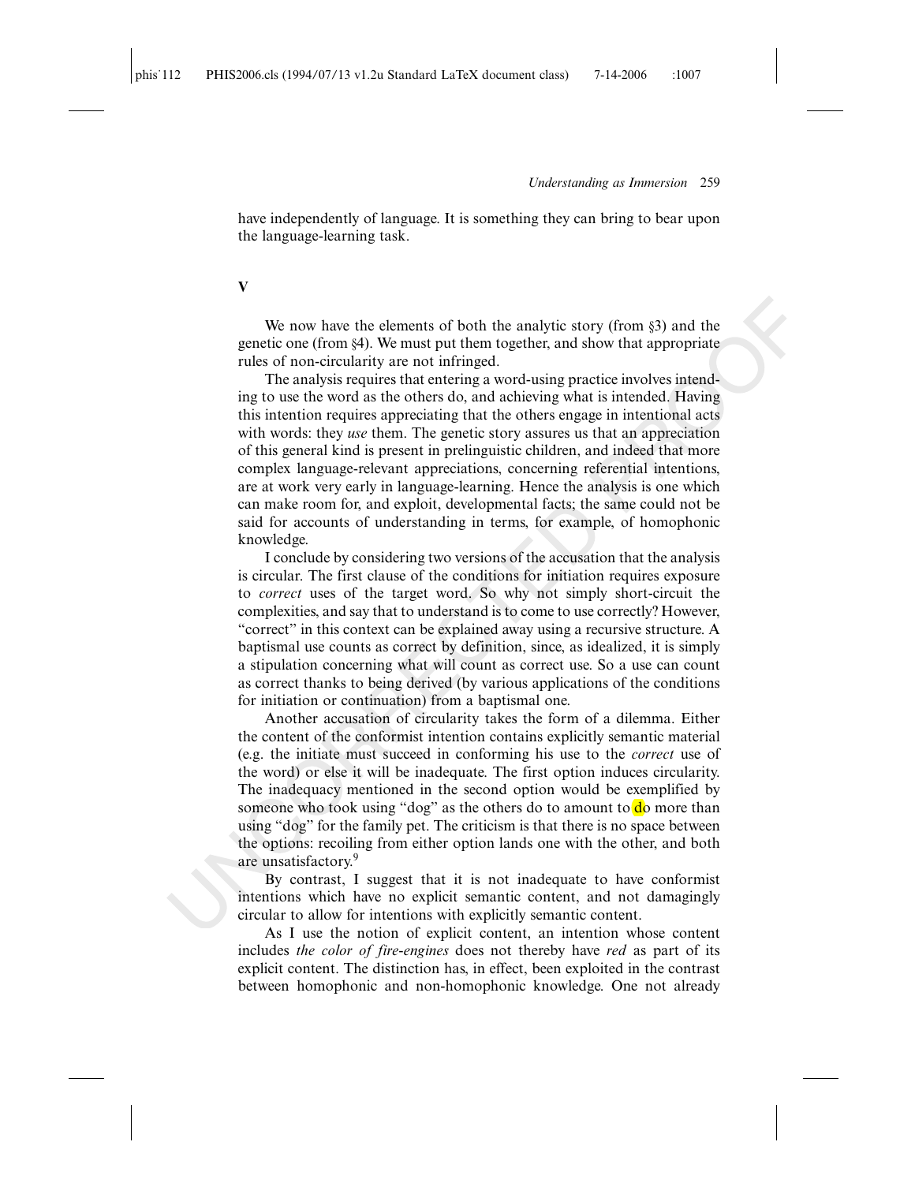have independently of language. It is something they can bring to bear upon the language-learning task.

## V

We now have the elements of both the analytic story (from §3) and the genetic one (from §4). We must put them together, and show that appropriate rules of non-circularity are not infringed.

The analysis requires that entering a word-using practice involves intending to use the word as the others do, and achieving what is intended. Having this intention requires appreciating that the others engage in intentional acts with words: they *use* them. The genetic story assures us that an appreciation of this general kind is present in prelinguistic children, and indeed that more complex language-relevant appreciations, concerning referential intentions, are at work very early in language-learning. Hence the analysis is one which can make room for, and exploit, developmental facts; the same could not be said for accounts of understanding in terms, for example, of homophonic knowledge.

I conclude by considering two versions of the accusation that the analysis is circular. The first clause of the conditions for initiation requires exposure to *correct* uses of the target word. So why not simply short-circuit the complexities, and say that to understand is to come to use correctly? However, "correct" in this context can be explained away using a recursive structure. A baptismal use counts as correct by definition, since, as idealized, it is simply a stipulation concerning what will count as correct use. So a use can count as correct thanks to being derived (by various applications of the conditions for initiation or continuation) from a baptismal one.

Another accusation of circularity takes the form of a dilemma. Either the content of the conformist intention contains explicitly semantic material (e.g. the initiate must succeed in conforming his use to the *correct* use of the word) or else it will be inadequate. The first option induces circularity. The inadequacy mentioned in the second option would be exemplified by someone who took using "dog" as the others do to amount to do more than using "dog" for the family pet. The criticism is that there is no space between the options: recoiling from either option lands one with the other, and both are unsatisfactory.[9]

By contrast, I suggest that it is not inadequate to have conformist intentions which have no explicit semantic content, and not damagingly circular to allow for intentions with explicitly semantic content.

As I use the notion of explicit content, an intention whose content includes *the color of fire-engines* does not thereby have *red* as part of its explicit content. The distinction has, in effect, been exploited in the contrast between homophonic and non-homophonic knowledge. One not already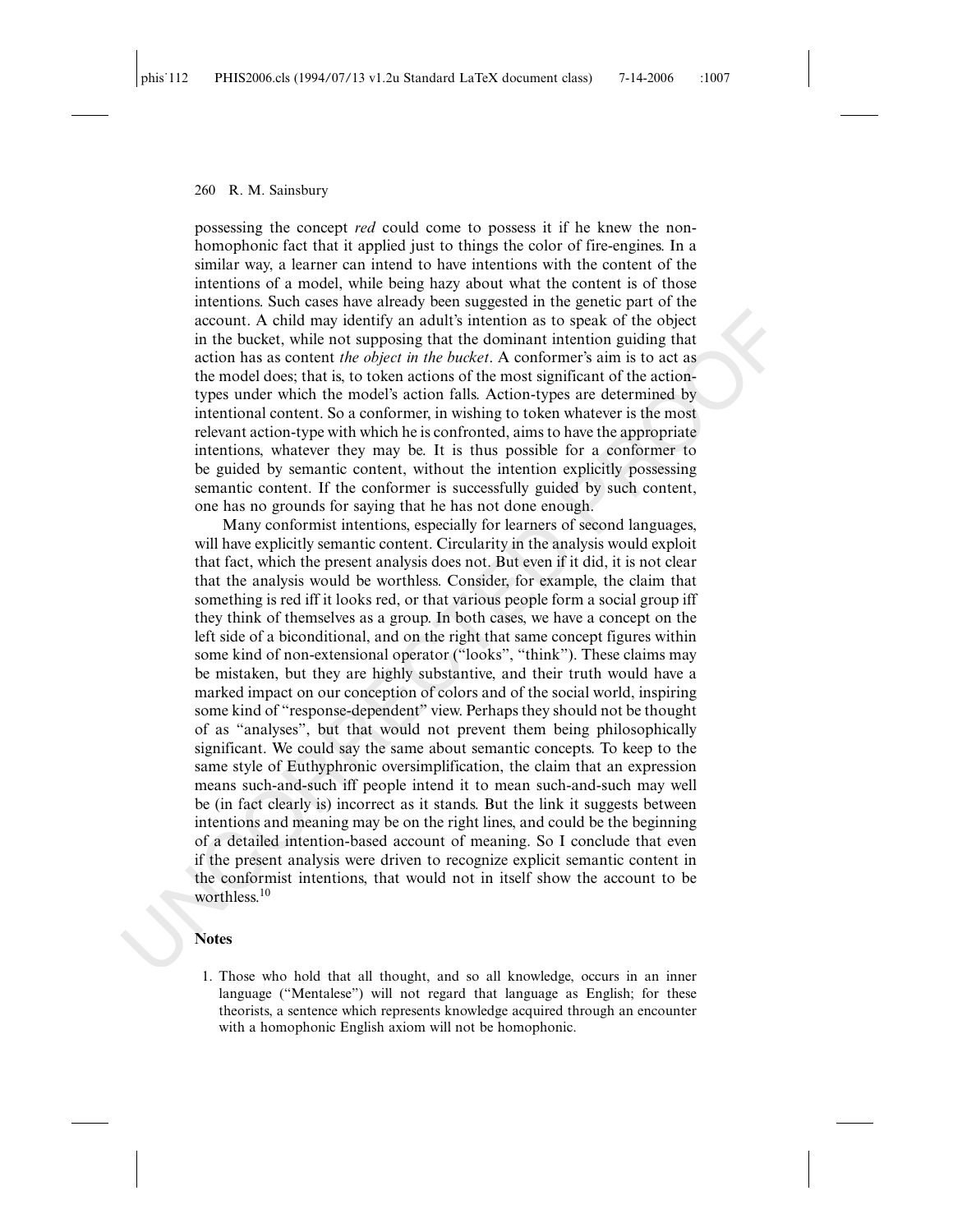possessing the concept *red* could come to possess it if he knew the non-homophonic fact that it applied just to things the color of fire-engines. In a similar way, a learner can intend to have intentions with the content of the intentions of a model, while being hazy about what the content is of those intentions. Such cases have already been suggested in the genetic part of the account. A child may identify an adult's intention as to speak of the object in the bucket, while not supposing that the dominant intention guiding that action has as content *the object in the bucket*. A conformer's aim is to act as the model does; that is, to token actions of the most significant of the action-types under which the model's action falls. Action-types are determined by intentional content. So a conformer, in wishing to token whatever is the most relevant action-type with which he is confronted, aims to have the appropriate intentions, whatever they may be. It is thus possible for a conformer to be guided by semantic content, without the intention explicitly possessing semantic content. If the conformer is successfully guided by such content, one has no grounds for saying that he has not done enough.

Many conformist intentions, especially for learners of second languages, will have explicitly semantic content. Circularity in the analysis would exploit that fact, which the present analysis does not. But even if it did, it is not clear that the analysis would be worthless. Consider, for example, the claim that something is red iff it looks red, or that various people form a social group iff they think of themselves as a group. In both cases, we have a concept on the left side of a biconditional, and on the right that same concept figures within some kind of non-extensional operator ("looks", "think"). These claims may be mistaken, but they are highly substantive, and their truth would have a marked impact on our conception of colors and of the social world, inspiring some kind of "response-dependent" view. Perhaps they should not be thought of as "analyses", but that would not prevent them being philosophically significant. We could say the same about semantic concepts. To keep to the same style of Euthyphronic oversimplification, the claim that an expression means such-and-such iff people intend it to mean such-and-such may well be (in fact clearly is) incorrect as it stands. But the link it suggests between intentions and meaning may be on the right lines, and could be the beginning of a detailed intention-based account of meaning. So I conclude that even if the present analysis were driven to recognize explicit semantic content in the conformist intentions, that would not in itself show the account to be worthless.[10]

## Notes

1. Those who hold that all thought, and so all knowledge, occurs in an inner language ("Mentalese") will not regard that language as English; for these theorists, a sentence which represents knowledge acquired through an encounter with a homophonic English axiom will not be homophonic.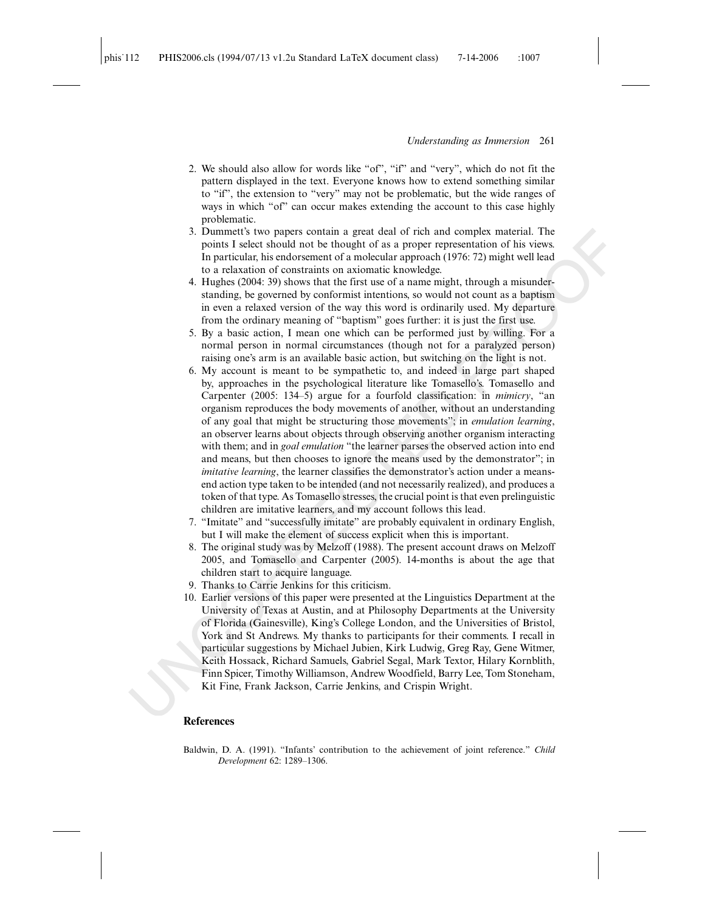2. We should also allow for words like "of", "if" and "very", which do not fit the pattern displayed in the text. Everyone knows how to extend something similar to "if", the extension to "very" may not be problematic, but the wide ranges of ways in which "of" can occur makes extending the account to this case highly problematic.
3. Dummett's two papers contain a great deal of rich and complex material. The points I select should not be thought of as a proper representation of his views. In particular, his endorsement of a molecular approach (1976: 72) might well lead to a relaxation of constraints on axiomatic knowledge.
4. Hughes (2004: 39) shows that the first use of a name might, through a misunderstanding, be governed by conformist intentions, so would not count as a baptism in even a relaxed version of the way this word is ordinarily used. My departure from the ordinary meaning of "baptism" goes further: it is just the first use.
5. By a basic action, I mean one which can be performed just by willing. For a normal person in normal circumstances (though not for a paralyzed person) raising one's arm is an available basic action, but switching on the light is not.
6. My account is meant to be sympathetic to, and indeed in large part shaped by, approaches in the psychological literature like Tomasello's. Tomasello and Carpenter (2005: 134–5) argue for a fourfold classification: in *mimicry*, "an organism reproduces the body movements of another, without an understanding of any goal that might be structuring those movements"; in *emulation learning*, an observer learns about objects through observing another organism interacting with them; and in *goal emulation* "the learner parses the observed action into end and means, but then chooses to ignore the means used by the demonstrator"; in *imitative learning*, the learner classifies the demonstrator's action under a means-end action type taken to be intended (and not necessarily realized), and produces a token of that type. As Tomasello stresses, the crucial point is that even prelinguistic children are imitative learners, and my account follows this lead.
7. "Imitate" and "successfully imitate" are probably equivalent in ordinary English, but I will make the element of success explicit when this is important.
8. The original study was by Melzoff (1988). The present account draws on Melzoff 2005, and Tomasello and Carpenter (2005). 14-months is about the age that children start to acquire language.
9. Thanks to Carrie Jenkins for this criticism.
10. Earlier versions of this paper were presented at the Linguistics Department at the University of Texas at Austin, and at Philosophy Departments at the University of Florida (Gainesville), King's College London, and the Universities of Bristol, York and St Andrews. My thanks to participants for their comments. I recall in particular suggestions by Michael Jubien, Kirk Ludwig, Greg Ray, Gene Witmer, Keith Hossack, Richard Samuels, Gabriel Segal, Mark Textor, Hilary Kornblith, Finn Spicer, Timothy Williamson, Andrew Woodfield, Barry Lee, Tom Stoneham, Kit Fine, Frank Jackson, Carrie Jenkins, and Crispin Wright.

## References

Baldwin, D. A. (1991). "Infants' contribution to the achievement of joint reference." *Child Development* 62: 1289–1306.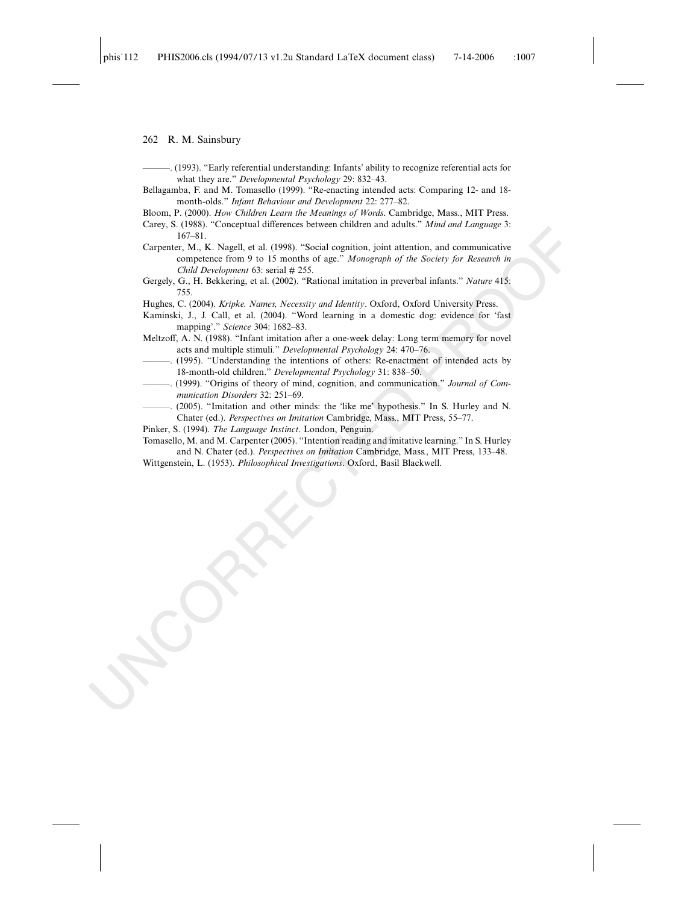———. (1993). "Early referential understanding: Infants' ability to recognize referential acts for what they are." *Developmental Psychology* 29: 832–43.

Bellagamba, F. and M. Tomasello (1999). "Re-enacting intended acts: Comparing 12- and 18-month-olds." *Infant Behaviour and Development* 22: 277–82.

Bloom, P. (2000). *How Children Learn the Meanings of Words*. Cambridge, Mass., MIT Press.

Carey, S. (1988). "Conceptual differences between children and adults." *Mind and Language* 3: 167–81.

Carpenter, M., K. Nagell, et al. (1998). "Social cognition, joint attention, and communicative competence from 9 to 15 months of age." *Monograph of the Society for Research in Child Development* 63: serial # 255.

Gergely, G., H. Bekkering, et al. (2002). "Rational imitation in preverbal infants." *Nature* 415: 755.

Hughes, C. (2004). *Kripke. Names, Necessity and Identity*. Oxford, Oxford University Press.

Kaminski, J., J. Call, et al. (2004). "Word learning in a domestic dog: evidence for 'fast mapping'." *Science* 304: 1682–83.

Meltzoff, A. N. (1988). "Infant imitation after a one-week delay: Long term memory for novel acts and multiple stimuli." *Developmental Psychology* 24: 470–76.

———. (1995). "Understanding the intentions of others: Re-enactment of intended acts by 18-month-old children." *Developmental Psychology* 31: 838–50.

———. (1999). "Origins of theory of mind, cognition, and communication." *Journal of Communication Disorders* 32: 251–69.

———. (2005). "Imitation and other minds: the 'like me' hypothesis." In S. Hurley and N. Chater (ed.). *Perspectives on Imitation* Cambridge, Mass., MIT Press, 55–77.

Pinker, S. (1994). *The Language Instinct*. London, Penguin.

Tomasello, M. and M. Carpenter (2005). "Intention reading and imitative learning." In S. Hurley and N. Chater (ed.). *Perspectives on Imitation* Cambridge, Mass., MIT Press, 133–48.

Wittgenstein, L. (1953). *Philosophical Investigations*. Oxford, Basil Blackwell.